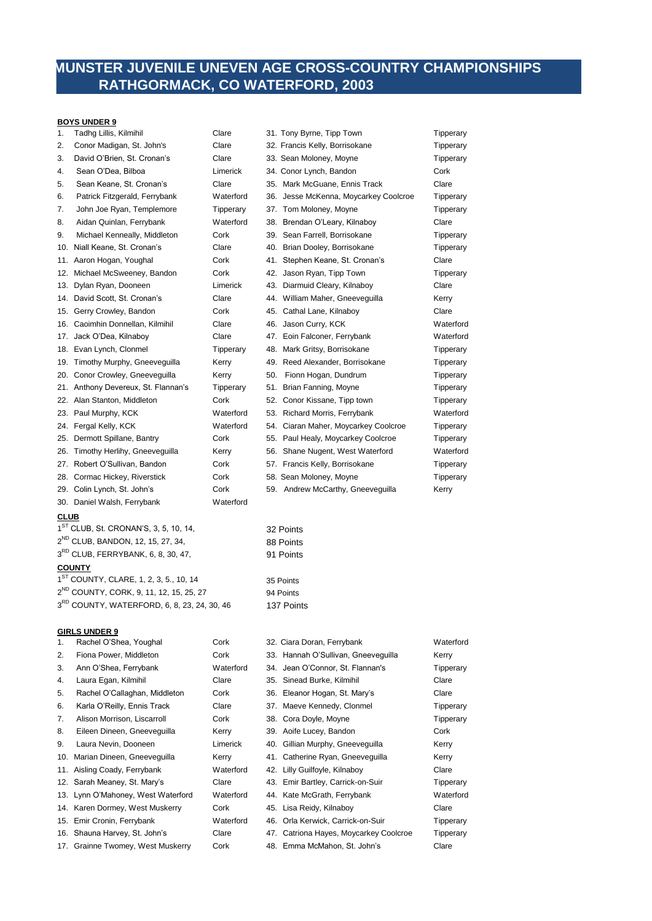# MUNSTER JUVENILE UNEVEN AGE CROSS-COUNTRY CHAMPIONSHIPS
# RATHGORMACK, CO WATERFORD, 2003

**BOYS UNDER 9**

1. Tadhg Lillis, Kilmihil — Clare
2. Conor Madigan, St. John's — Clare
3. David O'Brien, St. Cronan's — Clare
4. Sean O'Dea, Bilboa — Limerick
5. Sean Keane, St. Cronan's — Clare
6. Patrick Fitzgerald, Ferrybank — Waterford
7. John Joe Ryan, Templemore — Tipperary
8. Aidan Quinlan, Ferrybank — Waterford
9. Michael Kenneally, Middleton — Cork
10. Niall Keane, St. Cronan's — Clare
11. Aaron Hogan, Youghal — Cork
12. Michael McSweeney, Bandon — Cork
13. Dylan Ryan, Dooneen — Limerick
14. David Scott, St. Cronan's — Clare
15. Gerry Crowley, Bandon — Cork
16. Caoimhin Donnellan, Kilmihil — Clare
17. Jack O'Dea, Kilnaboy — Clare
18. Evan Lynch, Clonmel — Tipperary
19. Timothy Murphy, Gneeveguilla — Kerry
20. Conor Crowley, Gneeveguilla — Kerry
21. Anthony Devereux, St. Flannan's — Tipperary
22. Alan Stanton, Middleton — Cork
23. Paul Murphy, KCK — Waterford
24. Fergal Kelly, KCK — Waterford
25. Dermott Spillane, Bantry — Cork
26. Timothy Herlihy, Gneeveguilla — Kerry
27. Robert O'Sullivan, Bandon — Cork
28. Cormac Hickey, Riverstick — Cork
29. Colin Lynch, St. John's — Cork
30. Daniel Walsh, Ferrybank — Waterford
31. Tony Byrne, Tipp Town — Tipperary
32. Francis Kelly, Borrisokane — Tipperary
33. Sean Moloney, Moyne — Tipperary
34. Conor Lynch, Bandon — Cork
35. Mark McGuane, Ennis Track — Clare
36. Jesse McKenna, Moycarkey Coolcroe — Tipperary
37. Tom Moloney, Moyne — Tipperary
38. Brendan O'Leary, Kilnaboy — Clare
39. Sean Farrell, Borrisokane — Tipperary
40. Brian Dooley, Borrisokane — Tipperary
41. Stephen Keane, St. Cronan's — Clare
42. Jason Ryan, Tipp Town — Tipperary
43. Diarmuid Cleary, Kilnaboy — Clare
44. William Maher, Gneeveguilla — Kerry
45. Cathal Lane, Kilnaboy — Clare
46. Jason Curry, KCK — Waterford
47. Eoin Falconer, Ferrybank — Waterford
48. Mark Gritsy, Borrisokane — Tipperary
49. Reed Alexander, Borrisokane — Tipperary
50. Fionn Hogan, Dundrum — Tipperary
51. Brian Fanning, Moyne — Tipperary
52. Conor Kissane, Tipp town — Tipperary
53. Richard Morris, Ferrybank — Waterford
54. Ciaran Maher, Moycarkey Coolcroe — Tipperary
55. Paul Healy, Moycarkey Coolcroe — Tipperary
56. Shane Nugent, West Waterford — Waterford
57. Francis Kelly, Borrisokane — Tipperary
58. Sean Moloney, Moyne — Tipperary
59. Andrew McCarthy, Gneeveguilla — Kerry

**CLUB**

1ST CLUB, St. CRONAN'S, 3, 5, 10, 14, — 32 Points
2ND CLUB, BANDON, 12, 15, 27, 34, — 88 Points
3RD CLUB, FERRYBANK, 6, 8, 30, 47, — 91 Points

**COUNTY**

1ST COUNTY, CLARE, 1, 2, 3, 5., 10, 14 — 35 Points
2ND COUNTY, CORK, 9, 11, 12, 15, 25, 27 — 94 Points
3RD COUNTY, WATERFORD, 6, 8, 23, 24, 30, 46 — 137 Points

**GIRLS UNDER 9**

1. Rachel O'Shea, Youghal — Cork
2. Fiona Power, Middleton — Cork
3. Ann O'Shea, Ferrybank — Waterford
4. Laura Egan, Kilmihil — Clare
5. Rachel O'Callaghan, Middleton — Cork
6. Karla O'Reilly, Ennis Track — Clare
7. Alison Morrison, Liscarroll — Cork
8. Eileen Dineen, Gneeveguilla — Kerry
9. Laura Nevin, Dooneen — Limerick
10. Marian Dineen, Gneeveguilla — Kerry
11. Aisling Coady, Ferrybank — Waterford
12. Sarah Meaney, St. Mary's — Clare
13. Lynn O'Mahoney, West Waterford — Waterford
14. Karen Dormey, West Muskerry — Cork
15. Emir Cronin, Ferrybank — Waterford
16. Shauna Harvey, St. John's — Clare
17. Grainne Twomey, West Muskerry — Cork
32. Ciara Doran, Ferrybank — Waterford
33. Hannah O'Sullivan, Gneeveguilla — Kerry
34. Jean O'Connor, St. Flannan's — Tipperary
35. Sinead Burke, Kilmihil — Clare
36. Eleanor Hogan, St. Mary's — Clare
37. Maeve Kennedy, Clonmel — Tipperary
38. Cora Doyle, Moyne — Tipperary
39. Aoife Lucey, Bandon — Cork
40. Gillian Murphy, Gneeveguilla — Kerry
41. Catherine Ryan, Gneeveguilla — Kerry
42. Lilly Guilfoyle, Kilnaboy — Clare
43. Emir Bartley, Carrick-on-Suir — Tipperary
44. Kate McGrath, Ferrybank — Waterford
45. Lisa Reidy, Kilnaboy — Clare
46. Orla Kerwick, Carrick-on-Suir — Tipperary
47. Catriona Hayes, Moycarkey Coolcroe — Tipperary
48. Emma McMahon, St. John's — Clare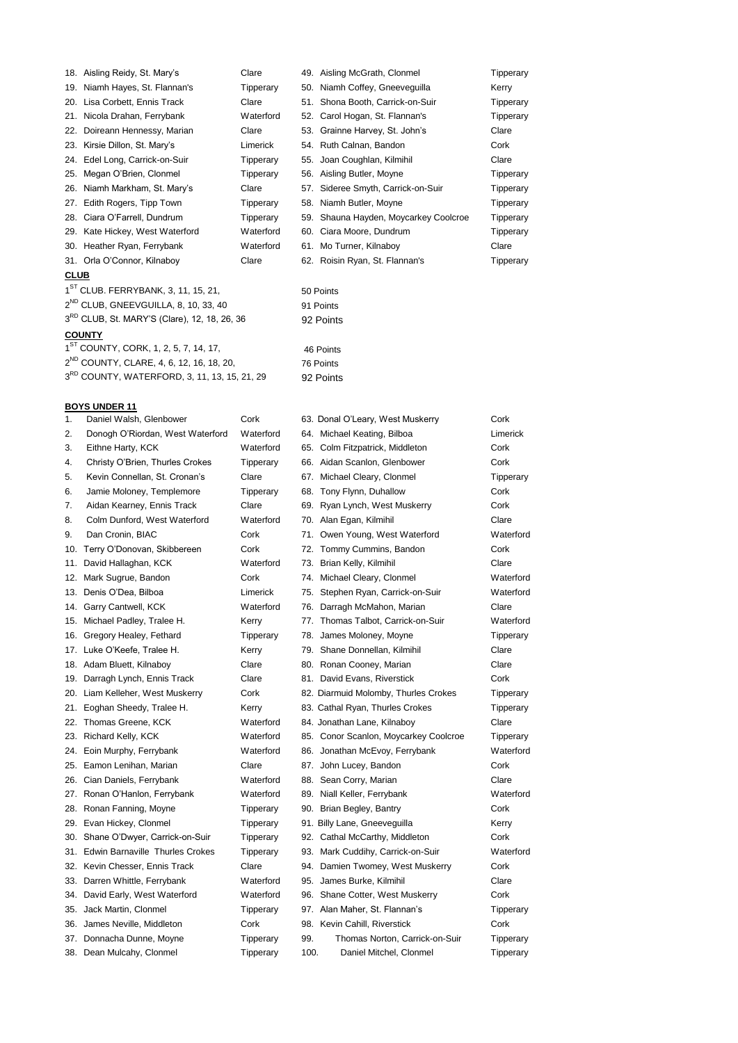18. Aisling Reidy, St. Mary's Clare
19. Niamh Hayes, St. Flannan's Tipperary
20. Lisa Corbett, Ennis Track Clare
21. Nicola Drahan, Ferrybank Waterford
22. Doireann Hennessy, Marian Clare
23. Kirsie Dillon, St. Mary's Limerick
24. Edel Long, Carrick-on-Suir Tipperary
25. Megan O'Brien, Clonmel Tipperary
26. Niamh Markham, St. Mary's Clare
27. Edith Rogers, Tipp Town Tipperary
28. Ciara O'Farrell, Dundrum Tipperary
29. Kate Hickey, West Waterford Waterford
30. Heather Ryan, Ferrybank Waterford
31. Orla O'Connor, Kilnaboy Clare
49. Aisling McGrath, Clonmel Tipperary
50. Niamh Coffey, Gneeveguilla Kerry
51. Shona Booth, Carrick-on-Suir Tipperary
52. Carol Hogan, St. Flannan's Tipperary
53. Grainne Harvey, St. John's Clare
54. Ruth Calnan, Bandon Cork
55. Joan Coughlan, Kilmihil Clare
56. Aisling Butler, Moyne Tipperary
57. Sideree Smyth, Carrick-on-Suir Tipperary
58. Niamh Butler, Moyne Tipperary
59. Shauna Hayden, Moycarkey Coolcroe Tipperary
60. Ciara Moore, Dundrum Tipperary
61. Mo Turner, Kilnaboy Clare
62. Roisin Ryan, St. Flannan's Tipperary

**CLUB**

1ST CLUB. FERRYBANK, 3, 11, 15, 21, 50 Points
2ND CLUB, GNEEVGUILLA, 8, 10, 33, 40 91 Points
3RD CLUB, St. MARY'S (Clare), 12, 18, 26, 36 92 Points

**COUNTY**

1ST COUNTY, CORK, 1, 2, 5, 7, 14, 17, 46 Points
2ND COUNTY, CLARE, 4, 6, 12, 16, 18, 20, 76 Points
3RD COUNTY, WATERFORD, 3, 11, 13, 15, 21, 29 92 Points

**BOYS UNDER 11**

1. Daniel Walsh, Glenbower Cork
2. Donogh O'Riordan, West Waterford Waterford
3. Eithne Harty, KCK Waterford
4. Christy O'Brien, Thurles Crokes Tipperary
5. Kevin Connellan, St. Cronan's Clare
6. Jamie Moloney, Templemore Tipperary
7. Aidan Kearney, Ennis Track Clare
8. Colm Dunford, West Waterford Waterford
9. Dan Cronin, BIAC Cork
10. Terry O'Donovan, Skibbereen Cork
11. David Hallaghan, KCK Waterford
12. Mark Sugrue, Bandon Cork
13. Denis O'Dea, Bilboa Limerick
14. Garry Cantwell, KCK Waterford
15. Michael Padley, Tralee H. Kerry
16. Gregory Healey, Fethard Tipperary
17. Luke O'Keefe, Tralee H. Kerry
18. Adam Bluett, Kilnaboy Clare
19. Darragh Lynch, Ennis Track Clare
20. Liam Kelleher, West Muskerry Cork
21. Eoghan Sheedy, Tralee H. Kerry
22. Thomas Greene, KCK Waterford
23. Richard Kelly, KCK Waterford
24. Eoin Murphy, Ferrybank Waterford
25. Eamon Lenihan, Marian Clare
26. Cian Daniels, Ferrybank Waterford
27. Ronan O'Hanlon, Ferrybank Waterford
28. Ronan Fanning, Moyne Tipperary
29. Evan Hickey, Clonmel Tipperary
30. Shane O'Dwyer, Carrick-on-Suir Tipperary
31. Edwin Barnaville Thurles Crokes Tipperary
32. Kevin Chesser, Ennis Track Clare
33. Darren Whittle, Ferrybank Waterford
34. David Early, West Waterford Waterford
35. Jack Martin, Clonmel Tipperary
36. James Neville, Middleton Cork
37. Donnacha Dunne, Moyne Tipperary
38. Dean Mulcahy, Clonmel Tipperary
63. Donal O'Leary, West Muskerry Cork
64. Michael Keating, Bilboa Limerick
65. Colm Fitzpatrick, Middleton Cork
66. Aidan Scanlon, Glenbower Cork
67. Michael Cleary, Clonmel Tipperary
68. Tony Flynn, Duhallow Cork
69. Ryan Lynch, West Muskerry Cork
70. Alan Egan, Kilmihil Clare
71. Owen Young, West Waterford Waterford
72. Tommy Cummins, Bandon Cork
73. Brian Kelly, Kilmihil Clare
74. Michael Cleary, Clonmel Waterford
75. Stephen Ryan, Carrick-on-Suir Waterford
76. Darragh McMahon, Marian Clare
77. Thomas Talbot, Carrick-on-Suir Waterford
78. James Moloney, Moyne Tipperary
79. Shane Donnellan, Kilmihil Clare
80. Ronan Cooney, Marian Clare
81. David Evans, Riverstick Cork
82. Diarmuid Molomby, Thurles Crokes Tipperary
83. Cathal Ryan, Thurles Crokes Tipperary
84. Jonathan Lane, Kilnaboy Clare
85. Conor Scanlon, Moycarkey Coolcroe Tipperary
86. Jonathan McEvoy, Ferrybank Waterford
87. John Lucey, Bandon Cork
88. Sean Corry, Marian Clare
89. Niall Keller, Ferrybank Waterford
90. Brian Begley, Bantry Cork
91. Billy Lane, Gneeveguilla Kerry
92. Cathal McCarthy, Middleton Cork
93. Mark Cuddihy, Carrick-on-Suir Waterford
94. Damien Twomey, West Muskerry Cork
95. James Burke, Kilmihil Clare
96. Shane Cotter, West Muskerry Cork
97. Alan Maher, St. Flannan's Tipperary
98. Kevin Cahill, Riverstick Cork
99. Thomas Norton, Carrick-on-Suir Tipperary
100. Daniel Mitchel, Clonmel Tipperary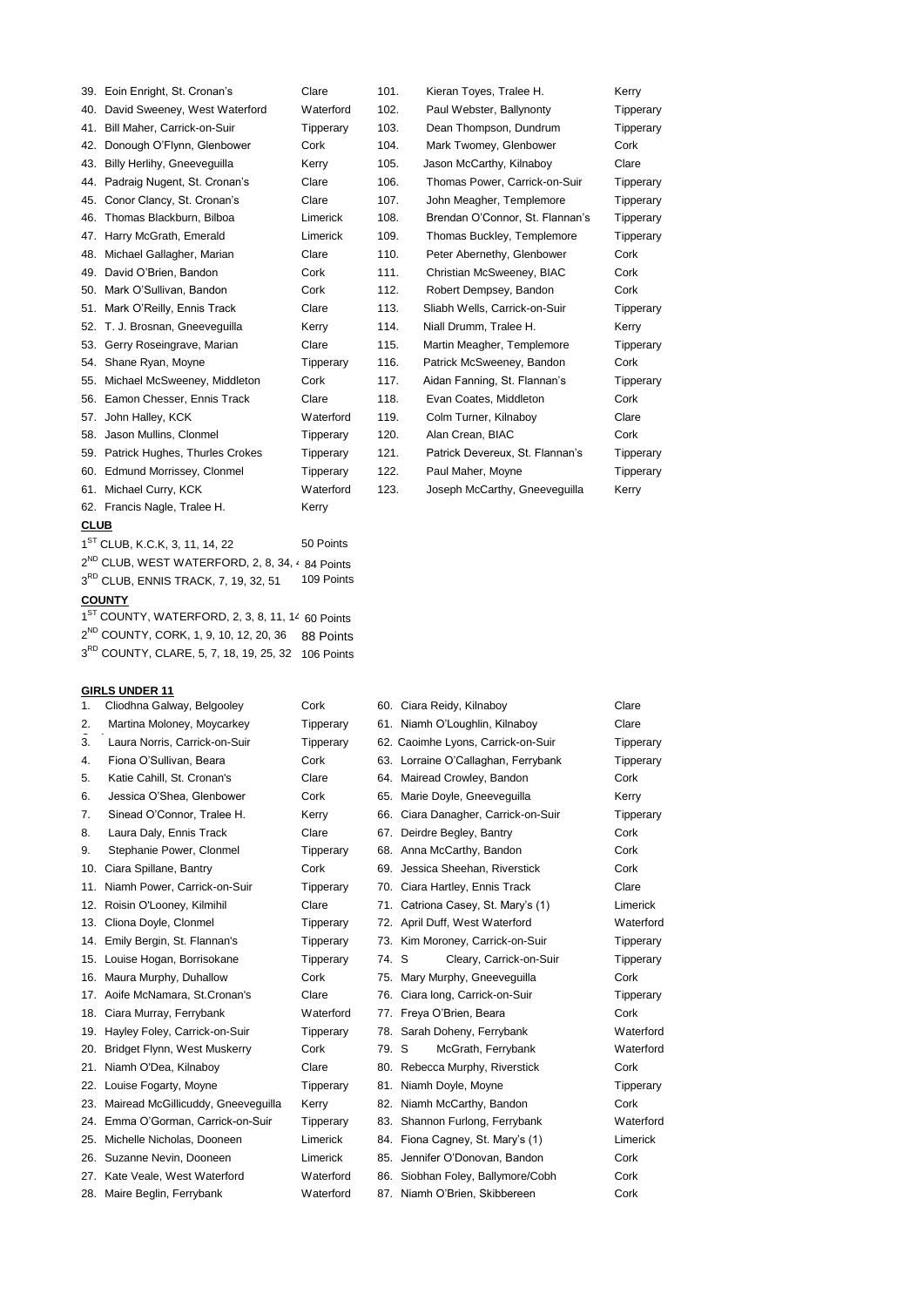| | | | | | |
|---|---|---|---|---|---|
| 39. | Eoin Enright, St. Cronan's | Clare | 101. | Kieran Toyes, Tralee H. | Kerry |
| 40. | David Sweeney, West Waterford | Waterford | 102. | Paul Webster, Ballynonty | Tipperary |
| 41. | Bill Maher, Carrick-on-Suir | Tipperary | 103. | Dean Thompson, Dundrum | Tipperary |
| 42. | Donough O'Flynn, Glenbower | Cork | 104. | Mark Twomey, Glenbower | Cork |
| 43. | Billy Herlihy, Gneeveguilla | Kerry | 105. | Jason McCarthy, Kilnaboy | Clare |
| 44. | Padraig Nugent, St. Cronan's | Clare | 106. | Thomas Power, Carrick-on-Suir | Tipperary |
| 45. | Conor Clancy, St. Cronan's | Clare | 107. | John Meagher, Templemore | Tipperary |
| 46. | Thomas Blackburn, Bilboa | Limerick | 108. | Brendan O'Connor, St. Flannan's | Tipperary |
| 47. | Harry McGrath, Emerald | Limerick | 109. | Thomas Buckley, Templemore | Tipperary |
| 48. | Michael Gallagher, Marian | Clare | 110. | Peter Abernethy, Glenbower | Cork |
| 49. | David O'Brien, Bandon | Cork | 111. | Christian McSweeney, BIAC | Cork |
| 50. | Mark O'Sullivan, Bandon | Cork | 112. | Robert Dempsey, Bandon | Cork |
| 51. | Mark O'Reilly, Ennis Track | Clare | 113. | Sliabh Wells, Carrick-on-Suir | Tipperary |
| 52. | T. J. Brosnan, Gneeveguilla | Kerry | 114. | Niall Drumm, Tralee H. | Kerry |
| 53. | Gerry Roseingrave, Marian | Clare | 115. | Martin Meagher, Templemore | Tipperary |
| 54. | Shane Ryan, Moyne | Tipperary | 116. | Patrick McSweeney, Bandon | Cork |
| 55. | Michael McSweeney, Middleton | Cork | 117. | Aidan Fanning, St. Flannan's | Tipperary |
| 56. | Eamon Chesser, Ennis Track | Clare | 118. | Evan Coates, Middleton | Cork |
| 57. | John Halley, KCK | Waterford | 119. | Colm Turner, Kilnaboy | Clare |
| 58. | Jason Mullins, Clonmel | Tipperary | 120. | Alan Crean, BIAC | Cork |
| 59. | Patrick Hughes, Thurles Crokes | Tipperary | 121. | Patrick Devereux, St. Flannan's | Tipperary |
| 60. | Edmund Morrissey, Clonmel | Tipperary | 122. | Paul Maher, Moyne | Tipperary |
| 61. | Michael Curry, KCK | Waterford | 123. | Joseph McCarthy, Gneeveguilla | Kerry |
| 62. | Francis Nagle, Tralee H. | Kerry | | | |

**CLUB**

1ST CLUB, K.C.K, 3, 11, 14, 22 — 50 Points

2ND CLUB, WEST WATERFORD, 2, 8, 34, 4 — 84 Points

3RD CLUB, ENNIS TRACK, 7, 19, 32, 51 — 109 Points

**COUNTY**

1ST COUNTY, WATERFORD, 2, 3, 8, 11, 14 — 60 Points

2ND COUNTY, CORK, 1, 9, 10, 12, 20, 36 — 88 Points

3RD COUNTY, CLARE, 5, 7, 18, 19, 25, 32 — 106 Points

**GIRLS UNDER 11**

| | | | | | |
|---|---|---|---|---|---|
| 1. | Cliodhna Galway, Belgooley | Cork | 60. | Ciara Reidy, Kilnaboy | Clare |
| 2. | Martina Moloney, Moycarkey | Tipperary | 61. | Niamh O'Loughlin, Kilnaboy | Clare |
| 3. | Laura Norris, Carrick-on-Suir | Tipperary | 62. | Caoimhe Lyons, Carrick-on-Suir | Tipperary |
| 4. | Fiona O'Sullivan, Beara | Cork | 63. | Lorraine O'Callaghan, Ferrybank | Tipperary |
| 5. | Katie Cahill, St. Cronan's | Clare | 64. | Mairead Crowley, Bandon | Cork |
| 6. | Jessica O'Shea, Glenbower | Cork | 65. | Marie Doyle, Gneeveguilla | Kerry |
| 7. | Sinead O'Connor, Tralee H. | Kerry | 66. | Ciara Danagher, Carrick-on-Suir | Tipperary |
| 8. | Laura Daly, Ennis Track | Clare | 67. | Deirdre Begley, Bantry | Cork |
| 9. | Stephanie Power, Clonmel | Tipperary | 68. | Anna McCarthy, Bandon | Cork |
| 10. | Ciara Spillane, Bantry | Cork | 69. | Jessica Sheehan, Riverstick | Cork |
| 11. | Niamh Power, Carrick-on-Suir | Tipperary | 70. | Ciara Hartley, Ennis Track | Clare |
| 12. | Roisin O'Looney, Kilmihil | Clare | 71. | Catriona Casey, St. Mary's (1) | Limerick |
| 13. | Cliona Doyle, Clonmel | Tipperary | 72. | April Duff, West Waterford | Waterford |
| 14. | Emily Bergin, St. Flannan's | Tipperary | 73. | Kim Moroney, Carrick-on-Suir | Tipperary |
| 15. | Louise Hogan, Borrisokane | Tipperary | 74. | S Cleary, Carrick-on-Suir | Tipperary |
| 16. | Maura Murphy, Duhallow | Cork | 75. | Mary Murphy, Gneeveguilla | Cork |
| 17. | Aoife McNamara, St.Cronan's | Clare | 76. | Ciara long, Carrick-on-Suir | Tipperary |
| 18. | Ciara Murray, Ferrybank | Waterford | 77. | Freya O'Brien, Beara | Cork |
| 19. | Hayley Foley, Carrick-on-Suir | Tipperary | 78. | Sarah Doheny, Ferrybank | Waterford |
| 20. | Bridget Flynn, West Muskerry | Cork | 79. | S McGrath, Ferrybank | Waterford |
| 21. | Niamh O'Dea, Kilnaboy | Clare | 80. | Rebecca Murphy, Riverstick | Cork |
| 22. | Louise Fogarty, Moyne | Tipperary | 81. | Niamh Doyle, Moyne | Tipperary |
| 23. | Mairead McGillicuddy, Gneeveguilla | Kerry | 82. | Niamh McCarthy, Bandon | Cork |
| 24. | Emma O'Gorman, Carrick-on-Suir | Tipperary | 83. | Shannon Furlong, Ferrybank | Waterford |
| 25. | Michelle Nicholas, Dooneen | Limerick | 84. | Fiona Cagney, St. Mary's (1) | Limerick |
| 26. | Suzanne Nevin, Dooneen | Limerick | 85. | Jennifer O'Donovan, Bandon | Cork |
| 27. | Kate Veale, West Waterford | Waterford | 86. | Siobhan Foley, Ballymore/Cobh | Cork |
| 28. | Maire Beglin, Ferrybank | Waterford | 87. | Niamh O'Brien, Skibbereen | Cork |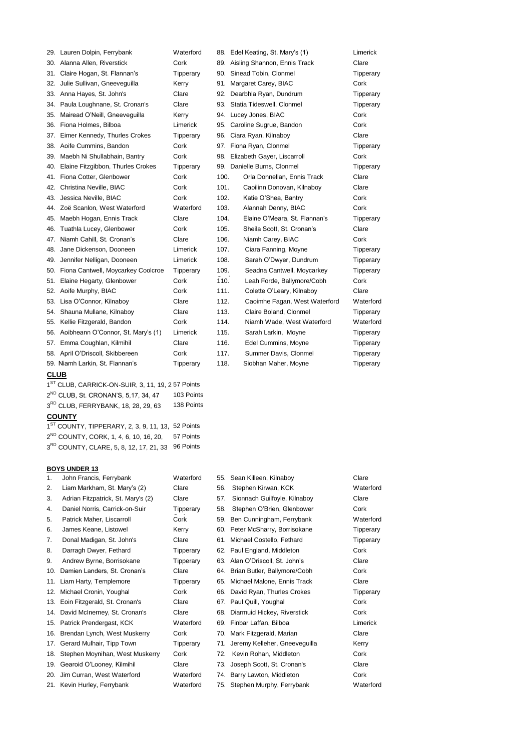29. Lauren Dolpin, Ferrybank — Waterford
30. Alanna Allen, Riverstick — Cork
31. Claire Hogan, St. Flannan's — Tipperary
32. Julie Sullivan, Gneeveguilla — Kerry
33. Anna Hayes, St. John's — Clare
34. Paula Loughnane, St. Cronan's — Clare
35. Mairead O'Neill, Gneeveguilla — Kerry
36. Fiona Holmes, Bilboa — Limerick
37. Eimer Kennedy, Thurles Crokes — Tipperary
38. Aoife Cummins, Bandon — Cork
39. Maebh Ni Shullabhain, Bantry — Cork
40. Elaine Fitzgibbon, Thurles Crokes — Tipperary
41. Fiona Cotter, Glenbower — Cork
42. Christina Neville, BIAC — Cork
43. Jessica Neville, BIAC — Cork
44. Zoë Scanlon, West Waterford — Waterford
45. Maebh Hogan, Ennis Track — Clare
46. Tuathla Lucey, Glenbower — Cork
47. Niamh Cahill, St. Cronan's — Clare
48. Jane Dickenson, Dooneen — Limerick
49. Jennifer Nelligan, Dooneen — Limerick
50. Fiona Cantwell, Moycarkey Coolcroe — Tipperary
51. Elaine Hegarty, Glenbower — Cork
52. Aoife Murphy, BIAC — Cork
53. Lisa O'Connor, Kilnaboy — Clare
54. Shauna Mullane, Kilnaboy — Clare
55. Kellie Fitzgerald, Bandon — Cork
56. Aoibheann O'Connor, St. Mary's (1) — Limerick
57. Emma Coughlan, Kilmihil — Clare
58. April O'Driscoll, Skibbereen — Cork
59. Niamh Larkin, St. Flannan's — Tipperary
88. Edel Keating, St. Mary's (1) — Limerick
89. Aisling Shannon, Ennis Track — Clare
90. Sinead Tobin, Clonmel — Tipperary
91. Margaret Carey, BIAC — Cork
92. Dearbhla Ryan, Dundrum — Tipperary
93. Statia Tideswell, Clonmel — Tipperary
94. Lucey Jones, BIAC — Cork
95. Caroline Sugrue, Bandon — Cork
96. Ciara Ryan, Kilnaboy — Clare
97. Fiona Ryan, Clonmel — Tipperary
98. Elizabeth Gayer, Liscarroll — Cork
99. Danielle Burns, Clonmel — Tipperary
100. Orla Donnellan, Ennis Track — Clare
101. Caoilinn Donovan, Kilnaboy — Clare
102. Katie O'Shea, Bantry — Cork
103. Alannah Denny, BIAC — Cork
104. Elaine O'Meara, St. Flannan's — Tipperary
105. Sheila Scott, St. Cronan's — Clare
106. Niamh Carey, BIAC — Cork
107. Ciara Fanning, Moyne — Tipperary
108. Sarah O'Dwyer, Dundrum — Tipperary
109. Seadna Cantwell, Moycarkey — Tipperary
110. Leah Forde, Ballymore/Cobh — Cork
111. Colette O'Leary, Kilnaboy — Clare
112. Caoimhe Fagan, West Waterford — Waterford
113. Claire Boland, Clonmel — Tipperary
114. Niamh Wade, West Waterford — Waterford
115. Sarah Larkin, Moyne — Tipperary
116. Edel Cummins, Moyne — Tipperary
117. Summer Davis, Clonmel — Tipperary
118. Siobhan Maher, Moyne — Tipperary

**CLUB**

1ST CLUB, CARRICK-ON-SUIR, 3, 11, 19, 2 57 Points
2ND CLUB, St. CRONAN'S, 5,17, 34, 47 103 Points
3RD CLUB, FERRYBANK, 18, 28, 29, 63 138 Points

**COUNTY**

1ST COUNTY, TIPPERARY, 2, 3, 9, 11, 13, 52 Points
2ND COUNTY, CORK, 1, 4, 6, 10, 16, 20, 57 Points
3RD COUNTY, CLARE, 5, 8, 12, 17, 21, 33 96 Points

**BOYS UNDER 13**

1. John Francis, Ferrybank — Waterford
2. Liam Markham, St. Mary's (2) — Clare
3. Adrian Fitzpatrick, St. Mary's (2) — Clare
4. Daniel Norris, Carrick-on-Suir — Tipperary
5. Patrick Maher, Liscarroll — Cork
6. James Keane, Listowel — Kerry
7. Donal Madigan, St. John's — Clare
8. Darragh Dwyer, Fethard — Tipperary
9. Andrew Byrne, Borrisokane — Tipperary
10. Damien Landers, St. Cronan's — Clare
11. Liam Harty, Templemore — Tipperary
12. Michael Cronin, Youghal — Cork
13. Eoin Fitzgerald, St. Cronan's — Clare
14. David McInerney, St. Cronan's — Clare
15. Patrick Prendergast, KCK — Waterford
16. Brendan Lynch, West Muskerry — Cork
17. Gerard Mulhair, Tipp Town — Tipperary
18. Stephen Moynihan, West Muskerry — Cork
19. Gearoid O'Looney, Kilmihil — Clare
20. Jim Curran, West Waterford — Waterford
21. Kevin Hurley, Ferrybank — Waterford
55. Sean Killeen, Kilnaboy — Clare
56. Stephen Kirwan, KCK — Waterford
57. Sionnach Guilfoyle, Kilnaboy — Clare
58. Stephen O'Brien, Glenbower — Cork
59. Ben Cunningham, Ferrybank — Waterford
60. Peter McSharry, Borrisokane — Tipperary
61. Michael Costello, Fethard — Tipperary
62. Paul England, Middleton — Cork
63. Alan O'Driscoll, St. John's — Clare
64. Brian Butler, Ballymore/Cobh — Cork
65. Michael Malone, Ennis Track — Clare
66. David Ryan, Thurles Crokes — Tipperary
67. Paul Quill, Youghal — Cork
68. Diarmuid Hickey, Riverstick — Cork
69. Finbar Laffan, Bilboa — Limerick
70. Mark Fitzgerald, Marian — Clare
71. Jeremy Kelleher, Gneeveguilla — Kerry
72. Kevin Rohan, Middleton — Cork
73. Joseph Scott, St. Cronan's — Clare
74. Barry Lawton, Middleton — Cork
75. Stephen Murphy, Ferrybank — Waterford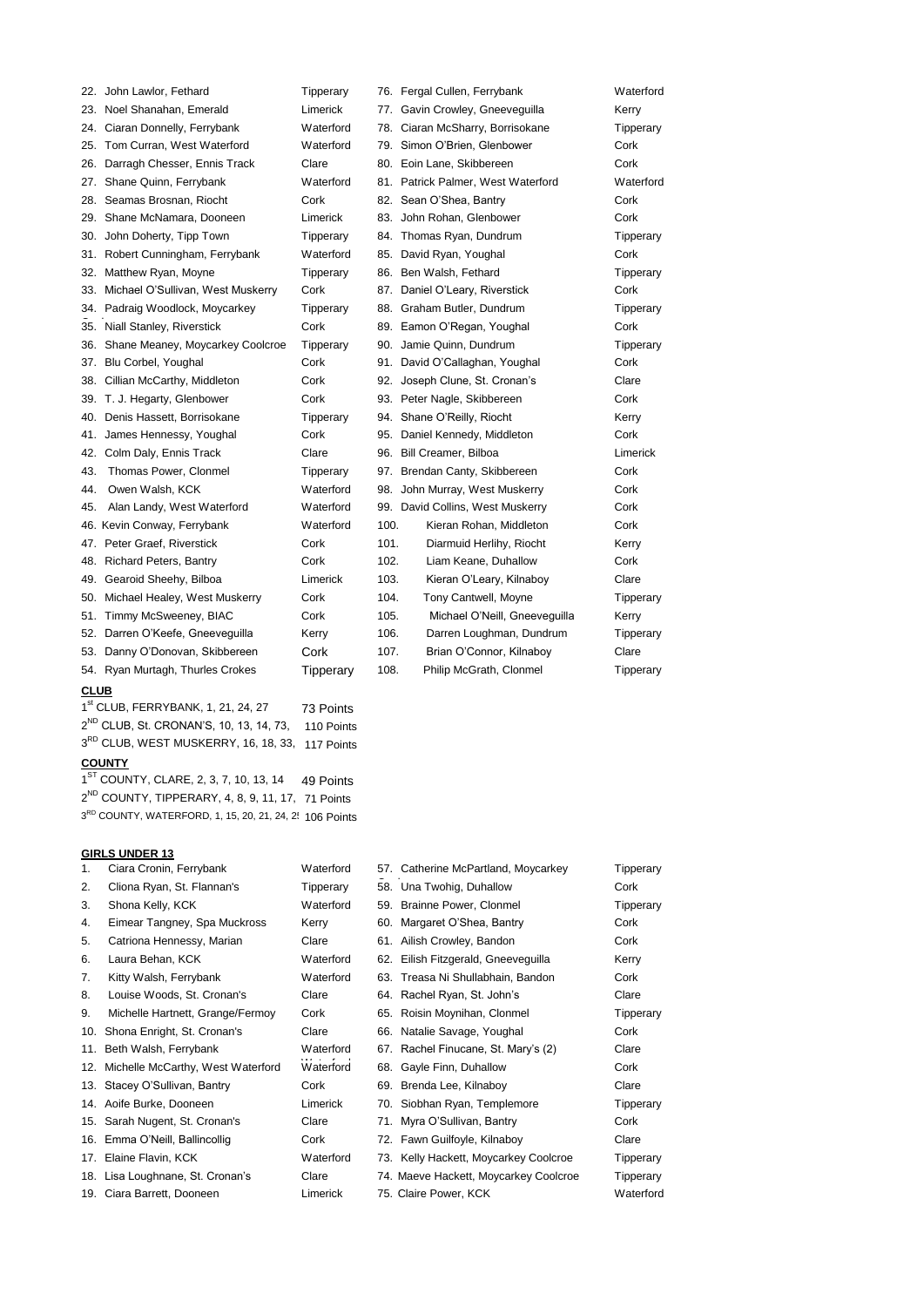| | | |
|---|---|---|
| 22. | John Lawlor, Fethard | Tipperary |
| 23. | Noel Shanahan, Emerald | Limerick |
| 24. | Ciaran Donnelly, Ferrybank | Waterford |
| 25. | Tom Curran, West Waterford | Waterford |
| 26. | Darragh Chesser, Ennis Track | Clare |
| 27. | Shane Quinn, Ferrybank | Waterford |
| 28. | Seamas Brosnan, Riocht | Cork |
| 29. | Shane McNamara, Dooneen | Limerick |
| 30. | John Doherty, Tipp Town | Tipperary |
| 31. | Robert Cunningham, Ferrybank | Waterford |
| 32. | Matthew Ryan, Moyne | Tipperary |
| 33. | Michael O'Sullivan, West Muskerry | Cork |
| 34. | Padraig Woodlock, Moycarkey | Tipperary |
| 35. | Niall Stanley, Riverstick | Cork |
| 36. | Shane Meaney, Moycarkey Coolcroe | Tipperary |
| 37. | Blu Corbel, Youghal | Cork |
| 38. | Cillian McCarthy, Middleton | Cork |
| 39. | T. J. Hegarty, Glenbower | Cork |
| 40. | Denis Hassett, Borrisokane | Tipperary |
| 41. | James Hennessy, Youghal | Cork |
| 42. | Colm Daly, Ennis Track | Clare |
| 43. | Thomas Power, Clonmel | Tipperary |
| 44. | Owen Walsh, KCK | Waterford |
| 45. | Alan Landy, West Waterford | Waterford |
| 46. | Kevin Conway, Ferrybank | Waterford |
| 47. | Peter Graef, Riverstick | Cork |
| 48. | Richard Peters, Bantry | Cork |
| 49. | Gearoid Sheehy, Bilboa | Limerick |
| 50. | Michael Healey, West Muskerry | Cork |
| 51. | Timmy McSweeney, BIAC | Cork |
| 52. | Darren O'Keefe, Gneeveguilla | Kerry |
| 53. | Danny O'Donovan, Skibbereen | Cork |
| 54. | Ryan Murtagh, Thurles Crokes | Tipperary |
| 76. | Fergal Cullen, Ferrybank | Waterford |
| 77. | Gavin Crowley, Gneeveguilla | Kerry |
| 78. | Ciaran McSharry, Borrisokane | Tipperary |
| 79. | Simon O'Brien, Glenbower | Cork |
| 80. | Eoin Lane, Skibbereen | Cork |
| 81. | Patrick Palmer, West Waterford | Waterford |
| 82. | Sean O'Shea, Bantry | Cork |
| 83. | John Rohan, Glenbower | Cork |
| 84. | Thomas Ryan, Dundrum | Tipperary |
| 85. | David Ryan, Youghal | Cork |
| 86. | Ben Walsh, Fethard | Tipperary |
| 87. | Daniel O'Leary, Riverstick | Cork |
| 88. | Graham Butler, Dundrum | Tipperary |
| 89. | Eamon O'Regan, Youghal | Cork |
| 90. | Jamie Quinn, Dundrum | Tipperary |
| 91. | David O'Callaghan, Youghal | Cork |
| 92. | Joseph Clune, St. Cronan's | Clare |
| 93. | Peter Nagle, Skibbereen | Cork |
| 94. | Shane O'Reilly, Riocht | Kerry |
| 95. | Daniel Kennedy, Middleton | Cork |
| 96. | Bill Creamer, Bilboa | Limerick |
| 97. | Brendan Canty, Skibbereen | Cork |
| 98. | John Murray, West Muskerry | Cork |
| 99. | David Collins, West Muskerry | Cork |
| 100. | Kieran Rohan, Middleton | Cork |
| 101. | Diarmuid Herlihy, Riocht | Kerry |
| 102. | Liam Keane, Duhallow | Cork |
| 103. | Kieran O'Leary, Kilnaboy | Clare |
| 104. | Tony Cantwell, Moyne | Tipperary |
| 105. | Michael O'Neill, Gneeveguilla | Kerry |
| 106. | Darren Loughman, Dundrum | Tipperary |
| 107. | Brian O'Connor, Kilnaboy | Clare |
| 108. | Philip McGrath, Clonmel | Tipperary |

**CLUB**

1st CLUB, FERRYBANK, 1, 21, 24, 27 — 73 Points

2ND CLUB, St. CRONAN'S, 10, 13, 14, 73, — 110 Points

3RD CLUB, WEST MUSKERRY, 16, 18, 33, — 117 Points

**COUNTY**

1ST COUNTY, CLARE, 2, 3, 7, 10, 13, 14 — 49 Points

2ND COUNTY, TIPPERARY, 4, 8, 9, 11, 17, — 71 Points

3RD COUNTY, WATERFORD, 1, 15, 20, 21, 24, 2! — 106 Points

**GIRLS UNDER 13**

| | | |
|---|---|---|
| 1. | Ciara Cronin, Ferrybank | Waterford |
| 2. | Cliona Ryan, St. Flannan's | Tipperary |
| 3. | Shona Kelly, KCK | Waterford |
| 4. | Eimear Tangney, Spa Muckross | Kerry |
| 5. | Catriona Hennessy, Marian | Clare |
| 6. | Laura Behan, KCK | Waterford |
| 7. | Kitty Walsh, Ferrybank | Waterford |
| 8. | Louise Woods, St. Cronan's | Clare |
| 9. | Michelle Hartnett, Grange/Fermoy | Cork |
| 10. | Shona Enright, St. Cronan's | Clare |
| 11. | Beth Walsh, Ferrybank | Waterford |
| 12. | Michelle McCarthy, West Waterford | Waterford |
| 13. | Stacey O'Sullivan, Bantry | Cork |
| 14. | Aoife Burke, Dooneen | Limerick |
| 15. | Sarah Nugent, St. Cronan's | Clare |
| 16. | Emma O'Neill, Ballincollig | Cork |
| 17. | Elaine Flavin, KCK | Waterford |
| 18. | Lisa Loughnane, St. Cronan's | Clare |
| 19. | Ciara Barrett, Dooneen | Limerick |
| 57. | Catherine McPartland, Moycarkey | Tipperary |
| 58. | Una Twohig, Duhallow | Cork |
| 59. | Brainne Power, Clonmel | Tipperary |
| 60. | Margaret O'Shea, Bantry | Cork |
| 61. | Ailish Crowley, Bandon | Cork |
| 62. | Eilish Fitzgerald, Gneeveguilla | Kerry |
| 63. | Treasa Ni Shullabhain, Bandon | Cork |
| 64. | Rachel Ryan, St. John's | Clare |
| 65. | Roisin Moynihan, Clonmel | Tipperary |
| 66. | Natalie Savage, Youghal | Cork |
| 67. | Rachel Finucane, St. Mary's (2) | Clare |
| 68. | Gayle Finn, Duhallow | Cork |
| 69. | Brenda Lee, Kilnaboy | Clare |
| 70. | Siobhan Ryan, Templemore | Tipperary |
| 71. | Myra O'Sullivan, Bantry | Cork |
| 72. | Fawn Guilfoyle, Kilnaboy | Clare |
| 73. | Kelly Hackett, Moycarkey Coolcroe | Tipperary |
| 74. | Maeve Hackett, Moycarkey Coolcroe | Tipperary |
| 75. | Claire Power, KCK | Waterford |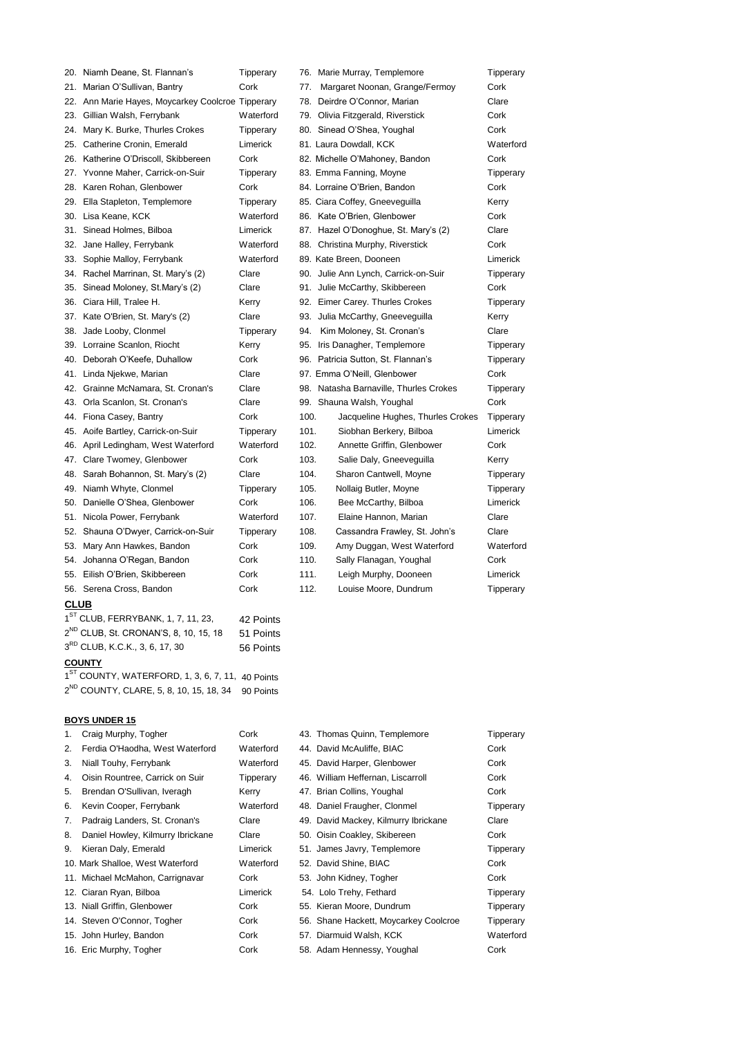| | | | | |
|---|---|---|---|---|
| 20. Niamh Deane, St. Flannan's | Tipperary | | 76. Marie Murray, Templemore | Tipperary |
| 21. Marian O'Sullivan, Bantry | Cork | | 77. Margaret Noonan, Grange/Fermoy | Cork |
| 22. Ann Marie Hayes, Moycarkey Coolcroe | Tipperary | | 78. Deirdre O'Connor, Marian | Clare |
| 23. Gillian Walsh, Ferrybank | Waterford | | 79. Olivia Fitzgerald, Riverstick | Cork |
| 24. Mary K. Burke, Thurles Crokes | Tipperary | | 80. Sinead O'Shea, Youghal | Cork |
| 25. Catherine Cronin, Emerald | Limerick | | 81. Laura Dowdall, KCK | Waterford |
| 26. Katherine O'Driscoll, Skibbereen | Cork | | 82. Michelle O'Mahoney, Bandon | Cork |
| 27. Yvonne Maher, Carrick-on-Suir | Tipperary | | 83. Emma Fanning, Moyne | Tipperary |
| 28. Karen Rohan, Glenbower | Cork | | 84. Lorraine O'Brien, Bandon | Cork |
| 29. Ella Stapleton, Templemore | Tipperary | | 85. Ciara Coffey, Gneeveguilla | Kerry |
| 30. Lisa Keane, KCK | Waterford | | 86. Kate O'Brien, Glenbower | Cork |
| 31. Sinead Holmes, Bilboa | Limerick | | 87. Hazel O'Donoghue, St. Mary's (2) | Clare |
| 32. Jane Halley, Ferrybank | Waterford | | 88. Christina Murphy, Riverstick | Cork |
| 33. Sophie Malloy, Ferrybank | Waterford | | 89. Kate Breen, Dooneen | Limerick |
| 34. Rachel Marrinan, St. Mary's (2) | Clare | | 90. Julie Ann Lynch, Carrick-on-Suir | Tipperary |
| 35. Sinead Moloney, St.Mary's (2) | Clare | | 91. Julie McCarthy, Skibbereen | Cork |
| 36. Ciara Hill, Tralee H. | Kerry | | 92. Eimer Carey. Thurles Crokes | Tipperary |
| 37. Kate O'Brien, St. Mary's (2) | Clare | | 93. Julia McCarthy, Gneeveguilla | Kerry |
| 38. Jade Looby, Clonmel | Tipperary | | 94. Kim Moloney, St. Cronan's | Clare |
| 39. Lorraine Scanlon, Riocht | Kerry | | 95. Iris Danagher, Templemore | Tipperary |
| 40. Deborah O'Keefe, Duhallow | Cork | | 96. Patricia Sutton, St. Flannan's | Tipperary |
| 41. Linda Njekwe, Marian | Clare | | 97. Emma O'Neill, Glenbower | Cork |
| 42. Grainne McNamara, St. Cronan's | Clare | | 98. Natasha Barnaville, Thurles Crokes | Tipperary |
| 43. Orla Scanlon, St. Cronan's | Clare | | 99. Shauna Walsh, Youghal | Cork |
| 44. Fiona Casey, Bantry | Cork | | 100. Jacqueline Hughes, Thurles Crokes | Tipperary |
| 45. Aoife Bartley, Carrick-on-Suir | Tipperary | | 101. Siobhan Berkery, Bilboa | Limerick |
| 46. April Ledingham, West Waterford | Waterford | | 102. Annette Griffin, Glenbower | Cork |
| 47. Clare Twomey, Glenbower | Cork | | 103. Salie Daly, Gneeveguilla | Kerry |
| 48. Sarah Bohannon, St. Mary's (2) | Clare | | 104. Sharon Cantwell, Moyne | Tipperary |
| 49. Niamh Whyte, Clonmel | Tipperary | | 105. Nollaig Butler, Moyne | Tipperary |
| 50. Danielle O'Shea, Glenbower | Cork | | 106. Bee McCarthy, Bilboa | Limerick |
| 51. Nicola Power, Ferrybank | Waterford | | 107. Elaine Hannon, Marian | Clare |
| 52. Shauna O'Dwyer, Carrick-on-Suir | Tipperary | | 108. Cassandra Frawley, St. John's | Clare |
| 53. Mary Ann Hawkes, Bandon | Cork | | 109. Amy Duggan, West Waterford | Waterford |
| 54. Johanna O'Regan, Bandon | Cork | | 110. Sally Flanagan, Youghal | Cork |
| 55. Eilish O'Brien, Skibbereen | Cork | | 111. Leigh Murphy, Dooneen | Limerick |
| 56. Serena Cross, Bandon | Cork | | 112. Louise Moore, Dundrum | Tipperary |

**CLUB**

1ST CLUB, FERRYBANK, 1, 7, 11, 23, 42 Points
2ND CLUB, St. CRONAN'S, 8, 10, 15, 18 51 Points
3RD CLUB, K.C.K., 3, 6, 17, 30 56 Points

**COUNTY**

1ST COUNTY, WATERFORD, 1, 3, 6, 7, 11, 40 Points
2ND COUNTY, CLARE, 5, 8, 10, 15, 18, 34 90 Points

**BOYS UNDER 15**

| | | | | |
|---|---|---|---|---|
| 1. Craig Murphy, Togher | Cork | | 43. Thomas Quinn, Templemore | Tipperary |
| 2. Ferdia O'Haodha, West Waterford | Waterford | | 44. David McAuliffe, BIAC | Cork |
| 3. Niall Touhy, Ferrybank | Waterford | | 45. David Harper, Glenbower | Cork |
| 4. Oisin Rountree, Carrick on Suir | Tipperary | | 46. William Heffernan, Liscarroll | Cork |
| 5. Brendan O'Sullivan, Iveragh | Kerry | | 47. Brian Collins, Youghal | Cork |
| 6. Kevin Cooper, Ferrybank | Waterford | | 48. Daniel Fraugher, Clonmel | Tipperary |
| 7. Padraig Landers, St. Cronan's | Clare | | 49. David Mackey, Kilmurry Ibrickane | Clare |
| 8. Daniel Howley, Kilmurry Ibrickane | Clare | | 50. Oisin Coakley, Skibereen | Cork |
| 9. Kieran Daly, Emerald | Limerick | | 51. James Javry, Templemore | Tipperary |
| 10. Mark Shalloe, West Waterford | Waterford | | 52. David Shine, BIAC | Cork |
| 11. Michael McMahon, Carrignavar | Cork | | 53. John Kidney, Togher | Cork |
| 12. Ciaran Ryan, Bilboa | Limerick | | 54. Lolo Trehy, Fethard | Tipperary |
| 13. Niall Griffin, Glenbower | Cork | | 55. Kieran Moore, Dundrum | Tipperary |
| 14. Steven O'Connor, Togher | Cork | | 56. Shane Hackett, Moycarkey Coolcroe | Tipperary |
| 15. John Hurley, Bandon | Cork | | 57. Diarmuid Walsh, KCK | Waterford |
| 16. Eric Murphy, Togher | Cork | | 58. Adam Hennessy, Youghal | Cork |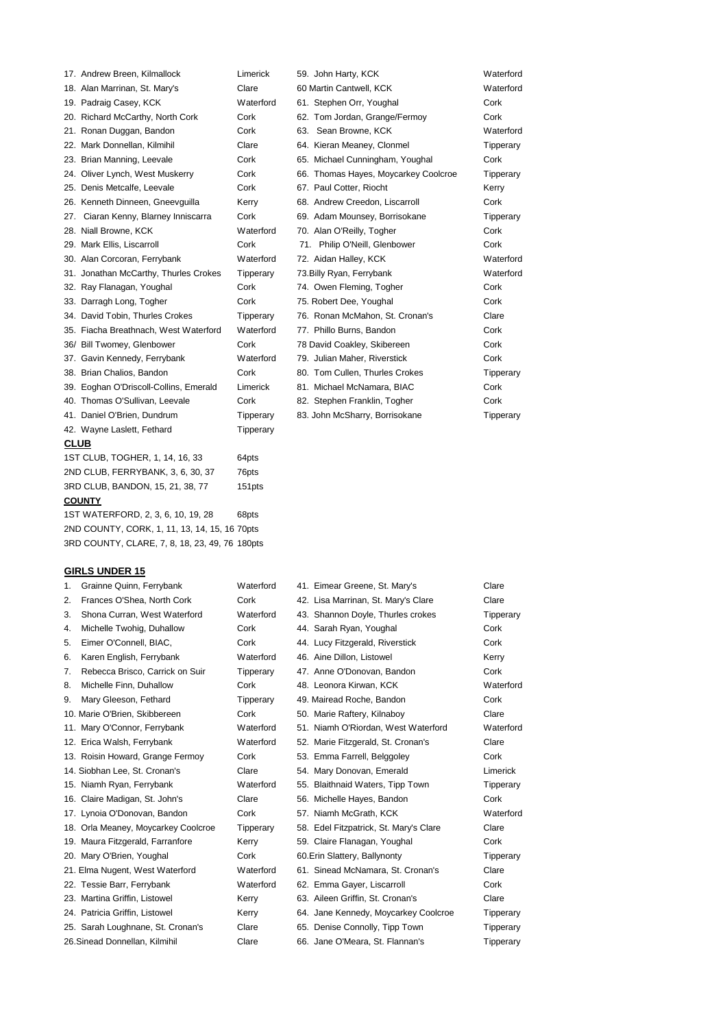| | | | |
|---|---|---|---|
| 17. Andrew Breen, Kilmallock | Limerick | 59. John Harty, KCK | Waterford |
| 18. Alan Marrinan, St. Mary's | Clare | 60 Martin Cantwell, KCK | Waterford |
| 19. Padraig Casey, KCK | Waterford | 61. Stephen Orr, Youghal | Cork |
| 20. Richard McCarthy, North Cork | Cork | 62. Tom Jordan, Grange/Fermoy | Cork |
| 21. Ronan Duggan, Bandon | Cork | 63. Sean Browne, KCK | Waterford |
| 22. Mark Donnellan, Kilmihil | Clare | 64. Kieran Meaney, Clonmel | Tipperary |
| 23. Brian Manning, Leevale | Cork | 65. Michael Cunningham, Youghal | Cork |
| 24. Oliver Lynch, West Muskerry | Cork | 66. Thomas Hayes, Moycarkey Coolcroe | Tipperary |
| 25. Denis Metcalfe, Leevale | Cork | 67. Paul Cotter, Riocht | Kerry |
| 26. Kenneth Dinneen, Gneevguilla | Kerry | 68. Andrew Creedon, Liscarroll | Cork |
| 27. Ciaran Kenny, Blarney Inniscarra | Cork | 69. Adam Mounsey, Borrisokane | Tipperary |
| 28. Niall Browne, KCK | Waterford | 70. Alan O'Reilly, Togher | Cork |
| 29. Mark Ellis, Liscarroll | Cork | 71. Philip O'Neill, Glenbower | Cork |
| 30. Alan Corcoran, Ferrybank | Waterford | 72. Aidan Halley, KCK | Waterford |
| 31. Jonathan McCarthy, Thurles Crokes | Tipperary | 73.Billy Ryan, Ferrybank | Waterford |
| 32. Ray Flanagan, Youghal | Cork | 74. Owen Fleming, Togher | Cork |
| 33. Darragh Long, Togher | Cork | 75. Robert Dee, Youghal | Cork |
| 34. David Tobin, Thurles Crokes | Tipperary | 76. Ronan McMahon, St. Cronan's | Clare |
| 35. Fiacha Breathnach, West Waterford | Waterford | 77. Phillo Burns, Bandon | Cork |
| 36/ Bill Twomey, Glenbower | Cork | 78 David Coakley, Skibereen | Cork |
| 37. Gavin Kennedy, Ferrybank | Waterford | 79. Julian Maher, Riverstick | Cork |
| 38. Brian Chalios, Bandon | Cork | 80. Tom Cullen, Thurles Crokes | Tipperary |
| 39. Eoghan O'Driscoll-Collins, Emerald | Limerick | 81. Michael McNamara, BIAC | Cork |
| 40. Thomas O'Sullivan, Leevale | Cork | 82. Stephen Franklin, Togher | Cork |
| 41. Daniel O'Brien, Dundrum | Tipperary | 83. John McSharry, Borrisokane | Tipperary |
| 42. Wayne Laslett, Fethard | Tipperary | | |

**CLUB**

| | |
|---|---|
| 1ST CLUB, TOGHER, 1, 14, 16, 33 | 64pts |
| 2ND CLUB, FERRYBANK, 3, 6, 30, 37 | 76pts |
| 3RD CLUB, BANDON, 15, 21, 38, 77 | 151pts |

**COUNTY**

| | |
|---|---|
| 1ST WATERFORD, 2, 3, 6, 10, 19, 28 | 68pts |
| 2ND COUNTY, CORK, 1, 11, 13, 14, 15, 16 | 70pts |
| 3RD COUNTY, CLARE, 7, 8, 18, 23, 49, 76 | 180pts |

**GIRLS UNDER 15**

| | | | |
|---|---|---|---|
| 1. Grainne Quinn, Ferrybank | Waterford | 41. Eimear Greene, St. Mary's | Clare |
| 2. Frances O'Shea, North Cork | Cork | 42. Lisa Marrinan, St. Mary's Clare | Clare |
| 3. Shona Curran, West Waterford | Waterford | 43. Shannon Doyle, Thurles crokes | Tipperary |
| 4. Michelle Twohig, Duhallow | Cork | 44. Sarah Ryan, Youghal | Cork |
| 5. Eimer O'Connell, BIAC, | Cork | 44. Lucy Fitzgerald, Riverstick | Cork |
| 6. Karen English, Ferrybank | Waterford | 46. Aine Dillon, Listowel | Kerry |
| 7. Rebecca Brisco, Carrick on Suir | Tipperary | 47. Anne O'Donovan, Bandon | Cork |
| 8. Michelle Finn, Duhallow | Cork | 48. Leonora Kirwan, KCK | Waterford |
| 9. Mary Gleeson, Fethard | Tipperary | 49. Mairead Roche, Bandon | Cork |
| 10. Marie O'Brien, Skibbereen | Cork | 50. Marie Raftery, Kilnaboy | Clare |
| 11. Mary O'Connor, Ferrybank | Waterford | 51. Niamh O'Riordan, West Waterford | Waterford |
| 12. Erica Walsh, Ferrybank | Waterford | 52. Marie Fitzgerald, St. Cronan's | Clare |
| 13. Roisin Howard, Grange Fermoy | Cork | 53. Emma Farrell, Belggoley | Cork |
| 14. Siobhan Lee, St. Cronan's | Clare | 54. Mary Donovan, Emerald | Limerick |
| 15. Niamh Ryan, Ferrybank | Waterford | 55. Blaithnaid Waters, Tipp Town | Tipperary |
| 16. Claire Madigan, St. John's | Clare | 56. Michelle Hayes, Bandon | Cork |
| 17. Lynoia O'Donovan, Bandon | Cork | 57. Niamh McGrath, KCK | Waterford |
| 18. Orla Meaney, Moycarkey Coolcroe | Tipperary | 58. Edel Fitzpatrick, St. Mary's Clare | Clare |
| 19. Maura Fitzgerald, Farranfore | Kerry | 59. Claire Flanagan, Youghal | Cork |
| 20. Mary O'Brien, Youghal | Cork | 60.Erin Slattery, Ballynonty | Tipperary |
| 21. Elma Nugent, West Waterford | Waterford | 61. Sinead McNamara, St. Cronan's | Clare |
| 22. Tessie Barr, Ferrybank | Waterford | 62. Emma Gayer, Liscarroll | Cork |
| 23. Martina Griffin, Listowel | Kerry | 63. Aileen Griffin, St. Cronan's | Clare |
| 24. Patricia Griffin, Listowel | Kerry | 64. Jane Kennedy, Moycarkey Coolcroe | Tipperary |
| 25. Sarah Loughnane, St. Cronan's | Clare | 65. Denise Connolly, Tipp Town | Tipperary |
| 26.Sinead Donnellan, Kilmihil | Clare | 66. Jane O'Meara, St. Flannan's | Tipperary |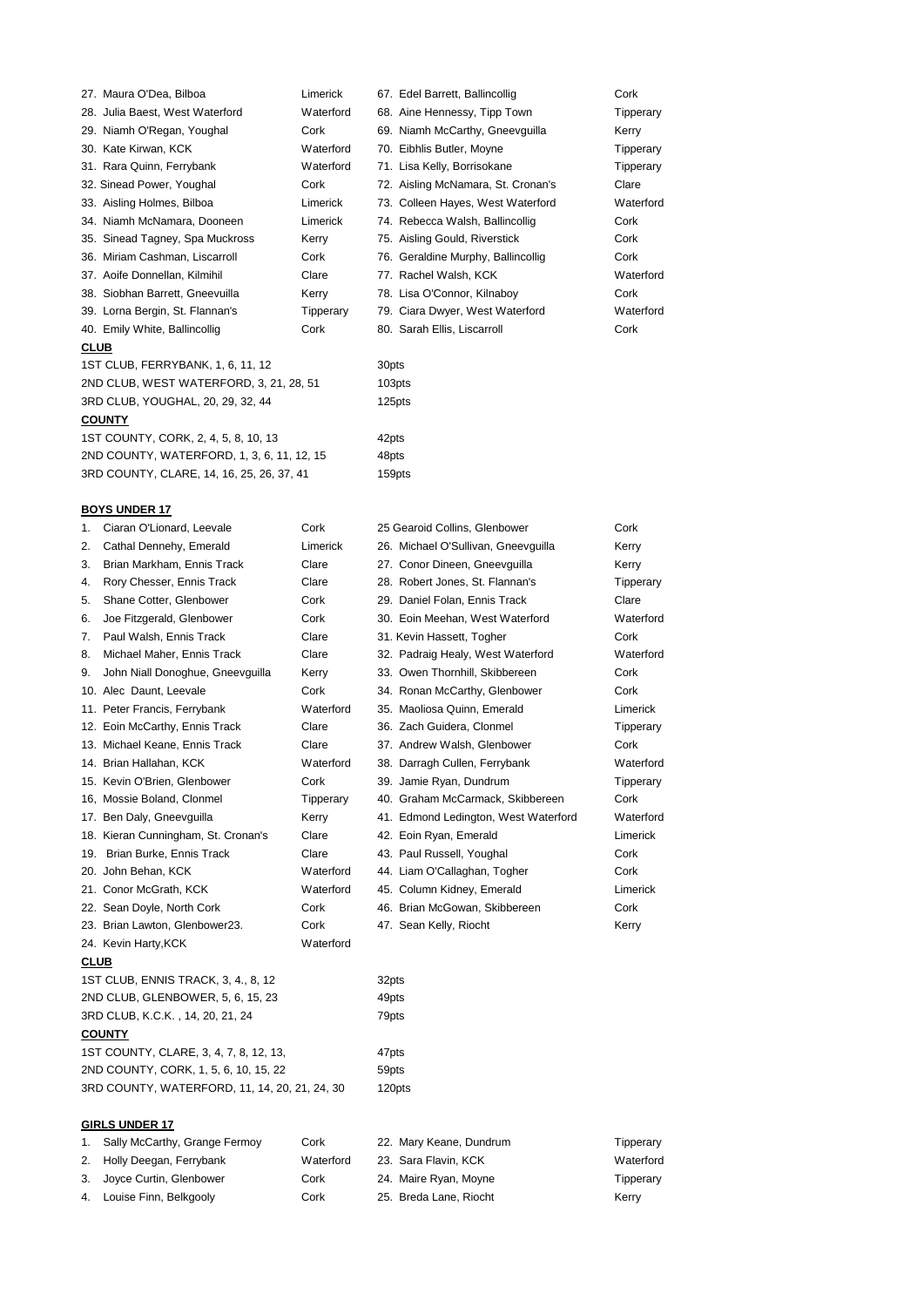| | | | |
|---|---|---|---|
| 27. Maura O'Dea, Bilboa | Limerick | 67. Edel Barrett, Ballincollig | Cork |
| 28. Julia Baest, West Waterford | Waterford | 68. Aine Hennessy, Tipp Town | Tipperary |
| 29. Niamh O'Regan, Youghal | Cork | 69. Niamh McCarthy, Gneevguilla | Kerry |
| 30. Kate Kirwan, KCK | Waterford | 70. Eibhlis Butler, Moyne | Tipperary |
| 31. Rara Quinn, Ferrybank | Waterford | 71. Lisa Kelly, Borrisokane | Tipperary |
| 32. Sinead Power, Youghal | Cork | 72. Aisling McNamara, St. Cronan's | Clare |
| 33. Aisling Holmes, Bilboa | Limerick | 73. Colleen Hayes, West Waterford | Waterford |
| 34. Niamh McNamara, Dooneen | Limerick | 74. Rebecca Walsh, Ballincollig | Cork |
| 35. Sinead Tagney, Spa Muckross | Kerry | 75. Aisling Gould, Riverstick | Cork |
| 36. Miriam Cashman, Liscarroll | Cork | 76. Geraldine Murphy, Ballincollig | Cork |
| 37. Aoife Donnellan, Kilmihil | Clare | 77. Rachel Walsh, KCK | Waterford |
| 38. Siobhan Barrett, Gneevuilla | Kerry | 78. Lisa O'Connor, Kilnaboy | Cork |
| 39. Lorna Bergin, St. Flannan's | Tipperary | 79. Ciara Dwyer, West Waterford | Waterford |
| 40. Emily White, Ballincollig | Cork | 80. Sarah Ellis, Liscarroll | Cork |

**CLUB**

1ST CLUB, FERRYBANK, 1, 6, 11, 12 — 30pts
2ND CLUB, WEST WATERFORD, 3, 21, 28, 51 — 103pts
3RD CLUB, YOUGHAL, 20, 29, 32, 44 — 125pts

**COUNTY**

1ST COUNTY, CORK, 2, 4, 5, 8, 10, 13 — 42pts
2ND COUNTY, WATERFORD, 1, 3, 6, 11, 12, 15 — 48pts
3RD COUNTY, CLARE, 14, 16, 25, 26, 37, 41 — 159pts

## BOYS UNDER 17

| | | | |
|---|---|---|---|
| 1. Ciaran O'Lionard, Leevale | Cork | 25 Gearoid Collins, Glenbower | Cork |
| 2. Cathal Dennehy, Emerald | Limerick | 26. Michael O'Sullivan, Gneevguilla | Kerry |
| 3. Brian Markham, Ennis Track | Clare | 27. Conor Dineen, Gneevguilla | Kerry |
| 4. Rory Chesser, Ennis Track | Clare | 28. Robert Jones, St. Flannan's | Tipperary |
| 5. Shane Cotter, Glenbower | Cork | 29. Daniel Folan, Ennis Track | Clare |
| 6. Joe Fitzgerald, Glenbower | Cork | 30. Eoin Meehan, West Waterford | Waterford |
| 7. Paul Walsh, Ennis Track | Clare | 31. Kevin Hassett, Togher | Cork |
| 8. Michael Maher, Ennis Track | Clare | 32. Padraig Healy, West Waterford | Waterford |
| 9. John Niall Donoghue, Gneevguilla | Kerry | 33. Owen Thornhill, Skibbereen | Cork |
| 10. Alec Daunt, Leevale | Cork | 34. Ronan McCarthy, Glenbower | Cork |
| 11. Peter Francis, Ferrybank | Waterford | 35. Maoliosa Quinn, Emerald | Limerick |
| 12. Eoin McCarthy, Ennis Track | Clare | 36. Zach Guidera, Clonmel | Tipperary |
| 13. Michael Keane, Ennis Track | Clare | 37. Andrew Walsh, Glenbower | Cork |
| 14. Brian Hallahan, KCK | Waterford | 38. Darragh Cullen, Ferrybank | Waterford |
| 15. Kevin O'Brien, Glenbower | Cork | 39. Jamie Ryan, Dundrum | Tipperary |
| 16, Mossie Boland, Clonmel | Tipperary | 40. Graham McCarmack, Skibbereen | Cork |
| 17. Ben Daly, Gneevguilla | Kerry | 41. Edmond Ledington, West Waterford | Waterford |
| 18. Kieran Cunningham, St. Cronan's | Clare | 42. Eoin Ryan, Emerald | Limerick |
| 19. Brian Burke, Ennis Track | Clare | 43. Paul Russell, Youghal | Cork |
| 20. John Behan, KCK | Waterford | 44. Liam O'Callaghan, Togher | Cork |
| 21. Conor McGrath, KCK | Waterford | 45. Column Kidney, Emerald | Limerick |
| 22. Sean Doyle, North Cork | Cork | 46. Brian McGowan, Skibbereen | Cork |
| 23. Brian Lawton, Glenbower23. | Cork | 47. Sean Kelly, Riocht | Kerry |
| 24. Kevin Harty,KCK | Waterford | | |

**CLUB**

1ST CLUB, ENNIS TRACK, 3, 4., 8, 12 — 32pts
2ND CLUB, GLENBOWER, 5, 6, 15, 23 — 49pts
3RD CLUB, K.C.K. , 14, 20, 21, 24 — 79pts

**COUNTY**

1ST COUNTY, CLARE, 3, 4, 7, 8, 12, 13, — 47pts
2ND COUNTY, CORK, 1, 5, 6, 10, 15, 22 — 59pts
3RD COUNTY, WATERFORD, 11, 14, 20, 21, 24, 30 — 120pts

## GIRLS UNDER 17

| | | | |
|---|---|---|---|
| 1. Sally McCarthy, Grange Fermoy | Cork | 22. Mary Keane, Dundrum | Tipperary |
| 2. Holly Deegan, Ferrybank | Waterford | 23. Sara Flavin, KCK | Waterford |
| 3. Joyce Curtin, Glenbower | Cork | 24. Maire Ryan, Moyne | Tipperary |
| 4. Louise Finn, Belkgooly | Cork | 25. Breda Lane, Riocht | Kerry |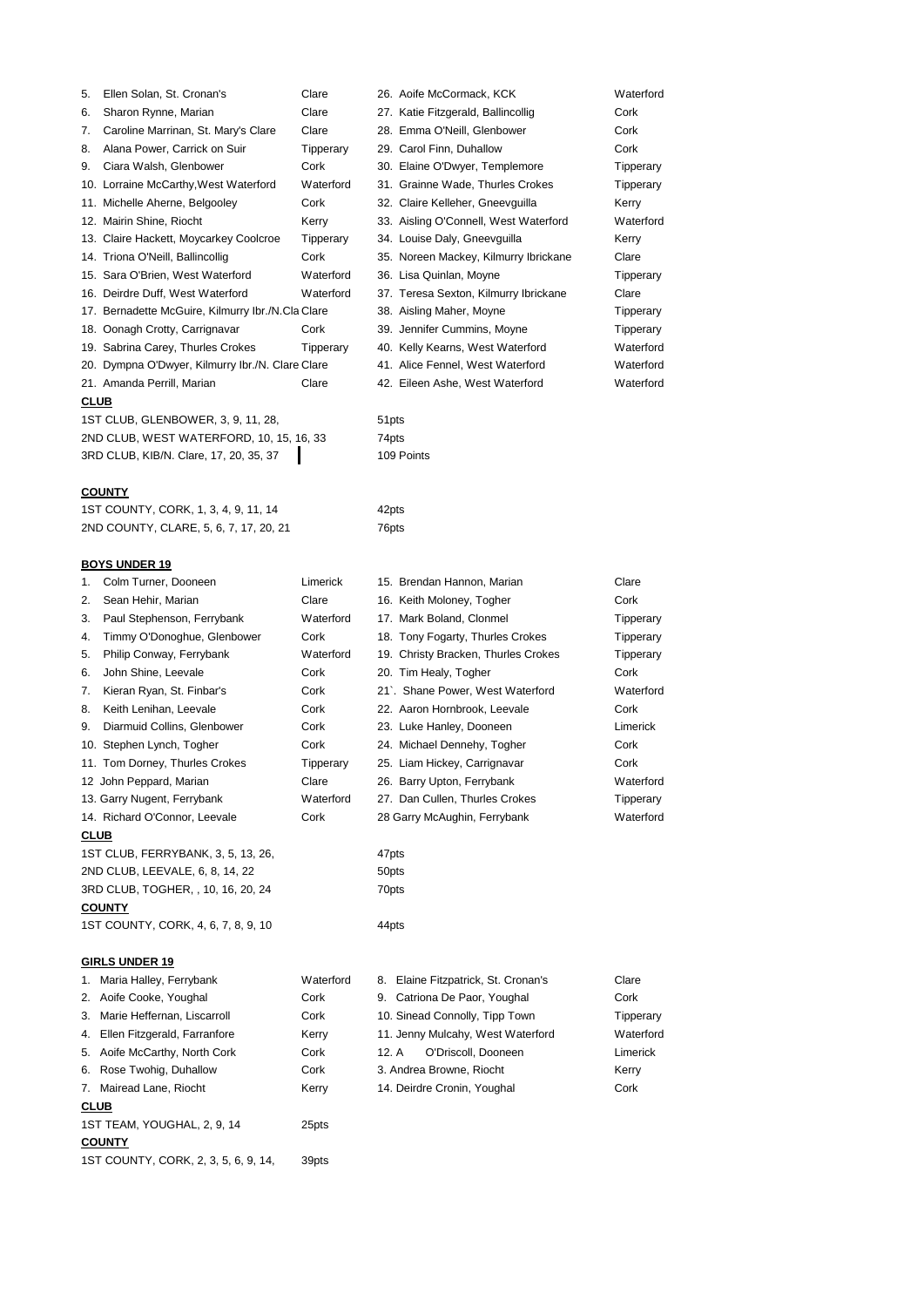| | | | | |
|---|---|---|---|---|
| 5. Ellen Solan, St. Cronan's | Clare | | 26. Aoife McCormack, KCK | Waterford |
| 6. Sharon Rynne, Marian | Clare | | 27. Katie Fitzgerald, Ballincollig | Cork |
| 7. Caroline Marrinan, St. Mary's Clare | Clare | | 28. Emma O'Neill, Glenbower | Cork |
| 8. Alana Power, Carrick on Suir | Tipperary | | 29. Carol Finn, Duhallow | Cork |
| 9. Ciara Walsh, Glenbower | Cork | | 30. Elaine O'Dwyer, Templemore | Tipperary |
| 10. Lorraine McCarthy,West Waterford | Waterford | | 31. Grainne Wade, Thurles Crokes | Tipperary |
| 11. Michelle Aherne, Belgooley | Cork | | 32. Claire Kelleher, Gneevguilla | Kerry |
| 12. Mairin Shine, Riocht | Kerry | | 33. Aisling O'Connell, West Waterford | Waterford |
| 13. Claire Hackett, Moycarkey Coolcroe | Tipperary | | 34. Louise Daly, Gneevguilla | Kerry |
| 14. Triona O'Neill, Ballincollig | Cork | | 35. Noreen Mackey, Kilmurry Ibrickane | Clare |
| 15. Sara O'Brien, West Waterford | Waterford | | 36. Lisa Quinlan, Moyne | Tipperary |
| 16. Deirdre Duff, West Waterford | Waterford | | 37. Teresa Sexton, Kilmurry Ibrickane | Clare |
| 17. Bernadette McGuire, Kilmurry Ibr./N.Cla | Clare | | 38. Aisling Maher, Moyne | Tipperary |
| 18. Oonagh Crotty, Carrignavar | Cork | | 39. Jennifer Cummins, Moyne | Tipperary |
| 19. Sabrina Carey, Thurles Crokes | Tipperary | | 40. Kelly Kearns, West Waterford | Waterford |
| 20. Dympna O'Dwyer, Kilmurry Ibr./N. Clare | Clare | | 41. Alice Fennel, West Waterford | Waterford |
| 21. Amanda Perrill, Marian | Clare | | 42. Eileen Ashe, West Waterford | Waterford |

**CLUB**

| | |
|---|---|
| 1ST CLUB, GLENBOWER, 3, 9, 11, 28, | 51pts |
| 2ND CLUB, WEST WATERFORD, 10, 15, 16, 33 | 74pts |
| 3RD CLUB, KIB/N. Clare, 17, 20, 35, 37 | 109 Points |

**COUNTY**

| | |
|---|---|
| 1ST COUNTY, CORK, 1, 3, 4, 9, 11, 14 | 42pts |
| 2ND COUNTY, CLARE, 5, 6, 7, 17, 20, 21 | 76pts |

**BOYS UNDER 19**

| | | | |
|---|---|---|---|
| 1. Colm Turner, Dooneen | Limerick | 15. Brendan Hannon, Marian | Clare |
| 2. Sean Hehir, Marian | Clare | 16. Keith Moloney, Togher | Cork |
| 3. Paul Stephenson, Ferrybank | Waterford | 17. Mark Boland, Clonmel | Tipperary |
| 4. Timmy O'Donoghue, Glenbower | Cork | 18. Tony Fogarty, Thurles Crokes | Tipperary |
| 5. Philip Conway, Ferrybank | Waterford | 19. Christy Bracken, Thurles Crokes | Tipperary |
| 6. John Shine, Leevale | Cork | 20. Tim Healy, Togher | Cork |
| 7. Kieran Ryan, St. Finbar's | Cork | 21`. Shane Power, West Waterford | Waterford |
| 8. Keith Lenihan, Leevale | Cork | 22. Aaron Hornbrook, Leevale | Cork |
| 9. Diarmuid Collins, Glenbower | Cork | 23. Luke Hanley, Dooneen | Limerick |
| 10. Stephen Lynch, Togher | Cork | 24. Michael Dennehy, Togher | Cork |
| 11. Tom Dorney, Thurles Crokes | Tipperary | 25. Liam Hickey, Carrignavar | Cork |
| 12 John Peppard, Marian | Clare | 26. Barry Upton, Ferrybank | Waterford |
| 13. Garry Nugent, Ferrybank | Waterford | 27. Dan Cullen, Thurles Crokes | Tipperary |
| 14. Richard O'Connor, Leevale | Cork | 28 Garry McAughin, Ferrybank | Waterford |

**CLUB**

| | |
|---|---|
| 1ST CLUB, FERRYBANK, 3, 5, 13, 26, | 47pts |
| 2ND CLUB, LEEVALE, 6, 8, 14, 22 | 50pts |
| 3RD CLUB, TOGHER, , 10, 16, 20, 24 | 70pts |

**COUNTY**

| | |
|---|---|
| 1ST COUNTY, CORK, 4, 6, 7, 8, 9, 10 | 44pts |

**GIRLS UNDER 19**

| | | | |
|---|---|---|---|
| 1. Maria Halley, Ferrybank | Waterford | 8. Elaine Fitzpatrick, St. Cronan's | Clare |
| 2. Aoife Cooke, Youghal | Cork | 9. Catriona De Paor, Youghal | Cork |
| 3. Marie Heffernan, Liscarroll | Cork | 10. Sinead Connolly, Tipp Town | Tipperary |
| 4. Ellen Fitzgerald, Farranfore | Kerry | 11. Jenny Mulcahy, West Waterford | Waterford |
| 5. Aoife McCarthy, North Cork | Cork | 12. A O'Driscoll, Dooneen | Limerick |
| 6. Rose Twohig, Duhallow | Cork | 3. Andrea Browne, Riocht | Kerry |
| 7. Mairead Lane, Riocht | Kerry | 14. Deirdre Cronin, Youghal | Cork |

**CLUB**

| | |
|---|---|
| 1ST TEAM, YOUGHAL, 2, 9, 14 | 25pts |

**COUNTY**

| | |
|---|---|
| 1ST COUNTY, CORK, 2, 3, 5, 6, 9, 14, | 39pts |